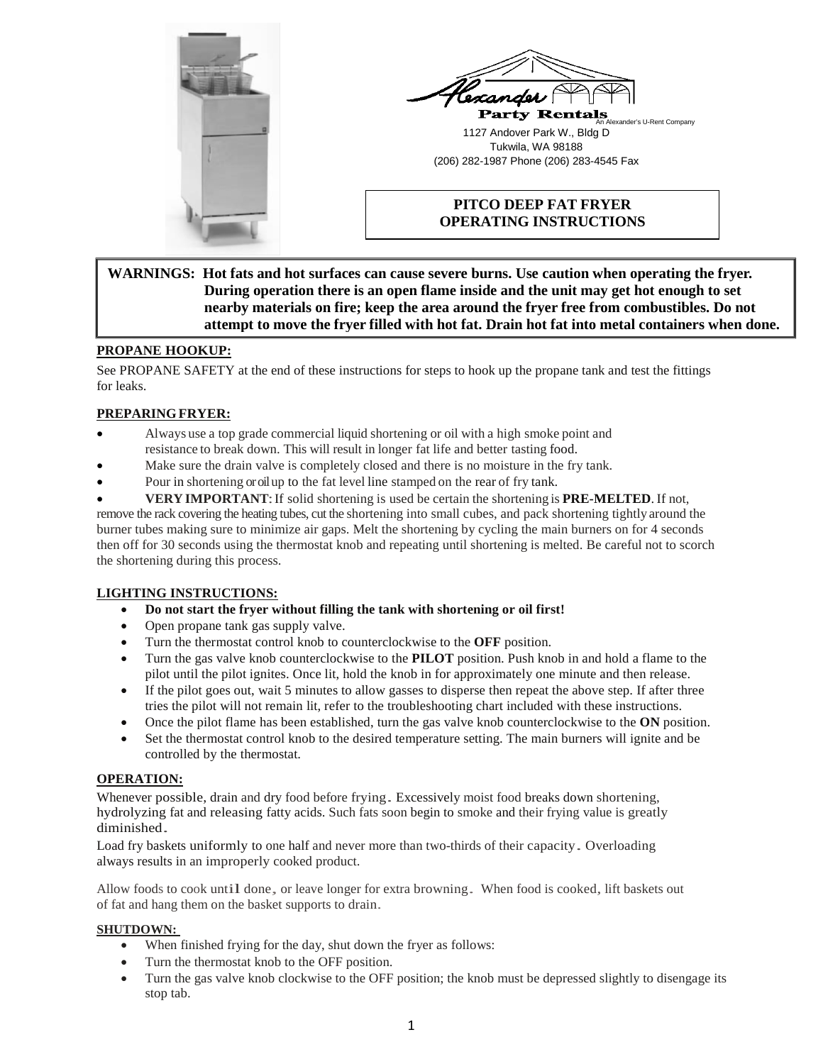Alexander Party Rentals
An Alexander's U-Rent Company
1127 Andover Park W., Bldg D
Tukwila, WA 98188
(206) 282-1987 Phone (206) 283-4545 Fax

# PITCO DEEP FAT FRYER OPERATING INSTRUCTIONS

**WARNINGS: Hot fats and hot surfaces can cause severe burns. Use caution when operating the fryer. During operation there is an open flame inside and the unit may get hot enough to set nearby materials on fire; keep the area around the fryer free from combustibles. Do not attempt to move the fryer filled with hot fat. Drain hot fat into metal containers when done.**

## PROPANE HOOKUP:

See PROPANE SAFETY at the end of these instructions for steps to hook up the propane tank and test the fittings for leaks.

## PREPARING FRYER:

- Always use a top grade commercial liquid shortening or oil with a high smoke point and resistance to break down. This will result in longer fat life and better tasting food.
- Make sure the drain valve is completely closed and there is no moisture in the fry tank.
- Pour in shortening or oil up to the fat level line stamped on the rear of fry tank.
- **VERY IMPORTANT**: If solid shortening is used be certain the shortening is **PRE-MELTED**. If not, remove the rack covering the heating tubes, cut the shortening into small cubes, and pack shortening tightly around the burner tubes making sure to minimize air gaps. Melt the shortening by cycling the main burners on for 4 seconds then off for 30 seconds using the thermostat knob and repeating until shortening is melted. Be careful not to scorch the shortening during this process.

## LIGHTING INSTRUCTIONS:

- **Do not start the fryer without filling the tank with shortening or oil first!**
- Open propane tank gas supply valve.
- Turn the thermostat control knob to counterclockwise to the **OFF** position.
- Turn the gas valve knob counterclockwise to the **PILOT** position. Push knob in and hold a flame to the pilot until the pilot ignites. Once lit, hold the knob in for approximately one minute and then release.
- If the pilot goes out, wait 5 minutes to allow gasses to disperse then repeat the above step. If after three tries the pilot will not remain lit, refer to the troubleshooting chart included with these instructions.
- Once the pilot flame has been established, turn the gas valve knob counterclockwise to the **ON** position.
- Set the thermostat control knob to the desired temperature setting. The main burners will ignite and be controlled by the thermostat.

## OPERATION:

Whenever possible, drain and dry food before frying. Excessively moist food breaks down shortening, hydrolyzing fat and releasing fatty acids. Such fats soon begin to smoke and their frying value is greatly diminished.

Load fry baskets uniformly to one half and never more than two-thirds of their capacity. Overloading always results in an improperly cooked product.

Allow foods to cook until done, or leave longer for extra browning. When food is cooked, lift baskets out of fat and hang them on the basket supports to drain.

## SHUTDOWN:

- When finished frying for the day, shut down the fryer as follows:
- Turn the thermostat knob to the OFF position.
- Turn the gas valve knob clockwise to the OFF position; the knob must be depressed slightly to disengage its stop tab.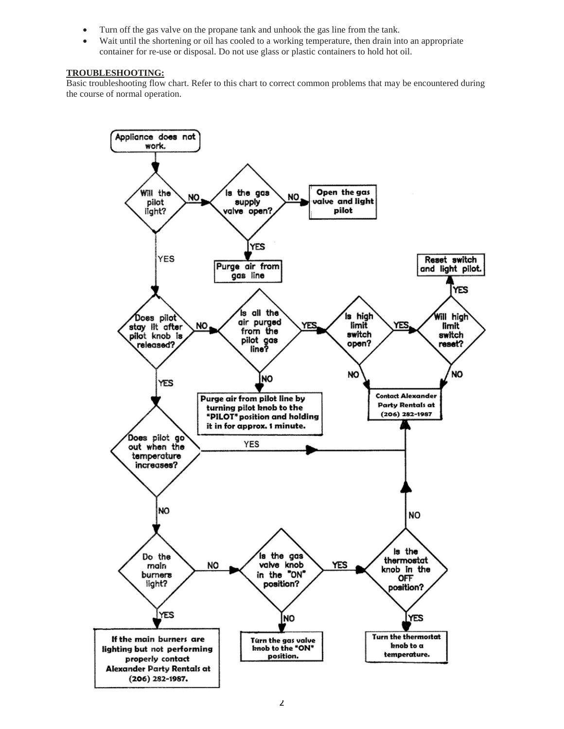- Turn off the gas valve on the propane tank and unhook the gas line from the tank.
- Wait until the shortening or oil has cooled to a working temperature, then drain into an appropriate container for re-use or disposal. Do not use glass or plastic containers to hold hot oil.

**TROUBLESHOOTING:**

Basic troubleshooting flow chart. Refer to this chart to correct common problems that may be encountered during the course of normal operation.

Appliance does not work.

Will the pilot light?
- NO → Is the gas supply valve open?
  - NO → Open the gas valve and light pilot
  - YES → Purge air from gas line
- YES → Does pilot stay lit after pilot knob is released?
  - NO → Is all the air purged from the pilot gas line?
    - NO → Purge air from pilot line by turning pilot knob to the "PILOT" position and holding it in for approx. 1 minute.
    - YES → Is high limit switch open?
      - NO → Contact Alexander Party Rentals at (206) 282-1987
      - YES → Will high limit switch reset?
        - YES → Reset switch and light pilot.
        - NO → Contact Alexander Party Rentals at (206) 282-1987
  - YES → Does pilot go out when the temperature increases?
    - YES → Contact Alexander Party Rentals at (206) 282-1987
    - NO → Do the main burners light?
      - YES → If the main burners are lighting but not performing properly contact Alexander Party Rentals at (206) 282-1987.
      - NO → Is the gas valve knob in the "ON" position?
        - NO → Turn the gas valve knob to the "ON" position.
        - YES → Is the thermostat knob in the OFF position?
          - YES → Turn the thermostat knob to a temperature.
          - NO → Contact Alexander Party Rentals at (206) 282-1987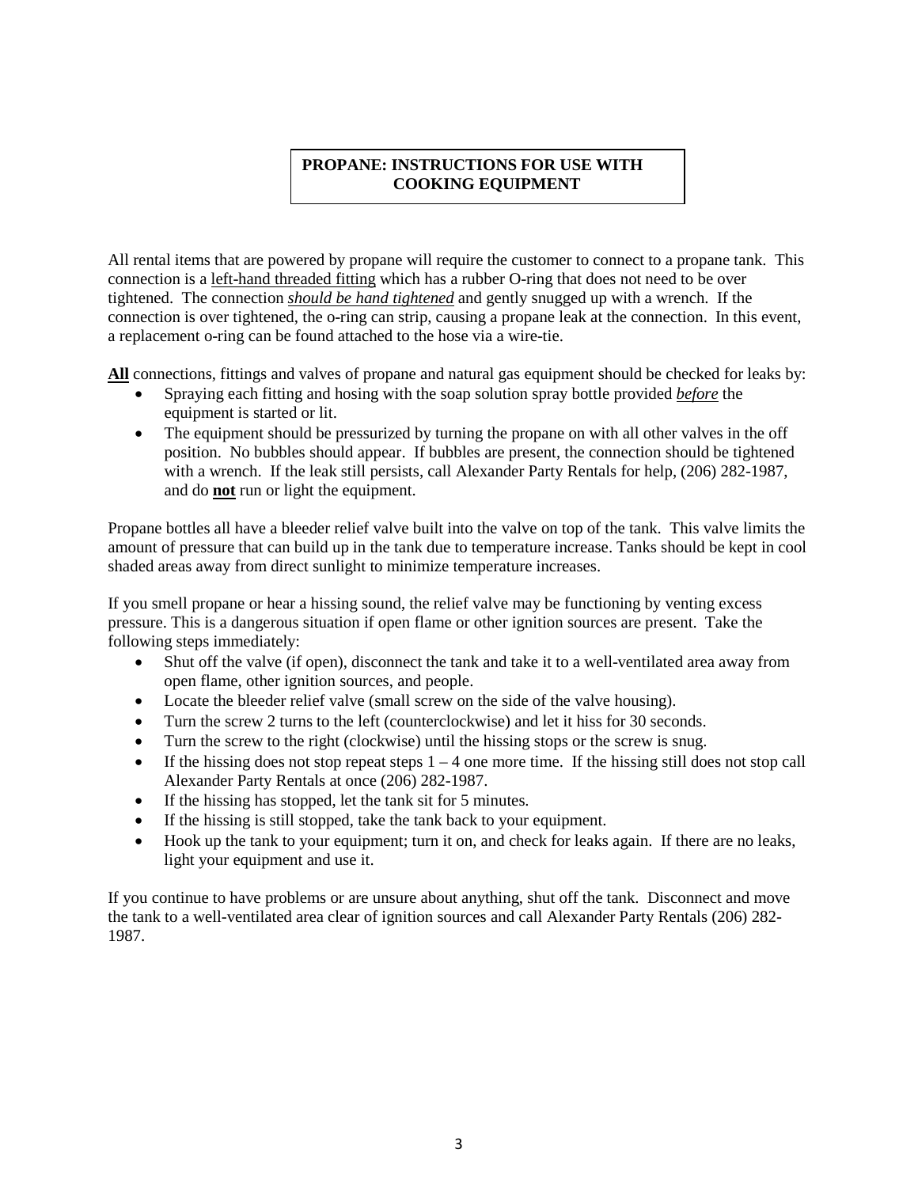# PROPANE: INSTRUCTIONS FOR USE WITH COOKING EQUIPMENT

All rental items that are powered by propane will require the customer to connect to a propane tank. This connection is a <u>left-hand threaded fitting</u> which has a rubber O-ring that does not need to be over tightened. The connection ***<u>should be hand tightened</u>*** and gently snugged up with a wrench. If the connection is over tightened, the o-ring can strip, causing a propane leak at the connection. In this event, a replacement o-ring can be found attached to the hose via a wire-tie.

**<u>All</u>** connections, fittings and valves of propane and natural gas equipment should be checked for leaks by:

- Spraying each fitting and hosing with the soap solution spray bottle provided *<u>before</u>* the equipment is started or lit.
- The equipment should be pressurized by turning the propane on with all other valves in the off position. No bubbles should appear. If bubbles are present, the connection should be tightened with a wrench. If the leak still persists, call Alexander Party Rentals for help, (206) 282-1987, and do **<u>not</u>** run or light the equipment.

Propane bottles all have a bleeder relief valve built into the valve on top of the tank. This valve limits the amount of pressure that can build up in the tank due to temperature increase. Tanks should be kept in cool shaded areas away from direct sunlight to minimize temperature increases.

If you smell propane or hear a hissing sound, the relief valve may be functioning by venting excess pressure. This is a dangerous situation if open flame or other ignition sources are present. Take the following steps immediately:

- Shut off the valve (if open), disconnect the tank and take it to a well-ventilated area away from open flame, other ignition sources, and people.
- Locate the bleeder relief valve (small screw on the side of the valve housing).
- Turn the screw 2 turns to the left (counterclockwise) and let it hiss for 30 seconds.
- Turn the screw to the right (clockwise) until the hissing stops or the screw is snug.
- If the hissing does not stop repeat steps 1 – 4 one more time. If the hissing still does not stop call Alexander Party Rentals at once (206) 282-1987.
- If the hissing has stopped, let the tank sit for 5 minutes.
- If the hissing is still stopped, take the tank back to your equipment.
- Hook up the tank to your equipment; turn it on, and check for leaks again. If there are no leaks, light your equipment and use it.

If you continue to have problems or are unsure about anything, shut off the tank. Disconnect and move the tank to a well-ventilated area clear of ignition sources and call Alexander Party Rentals (206) 282-1987.